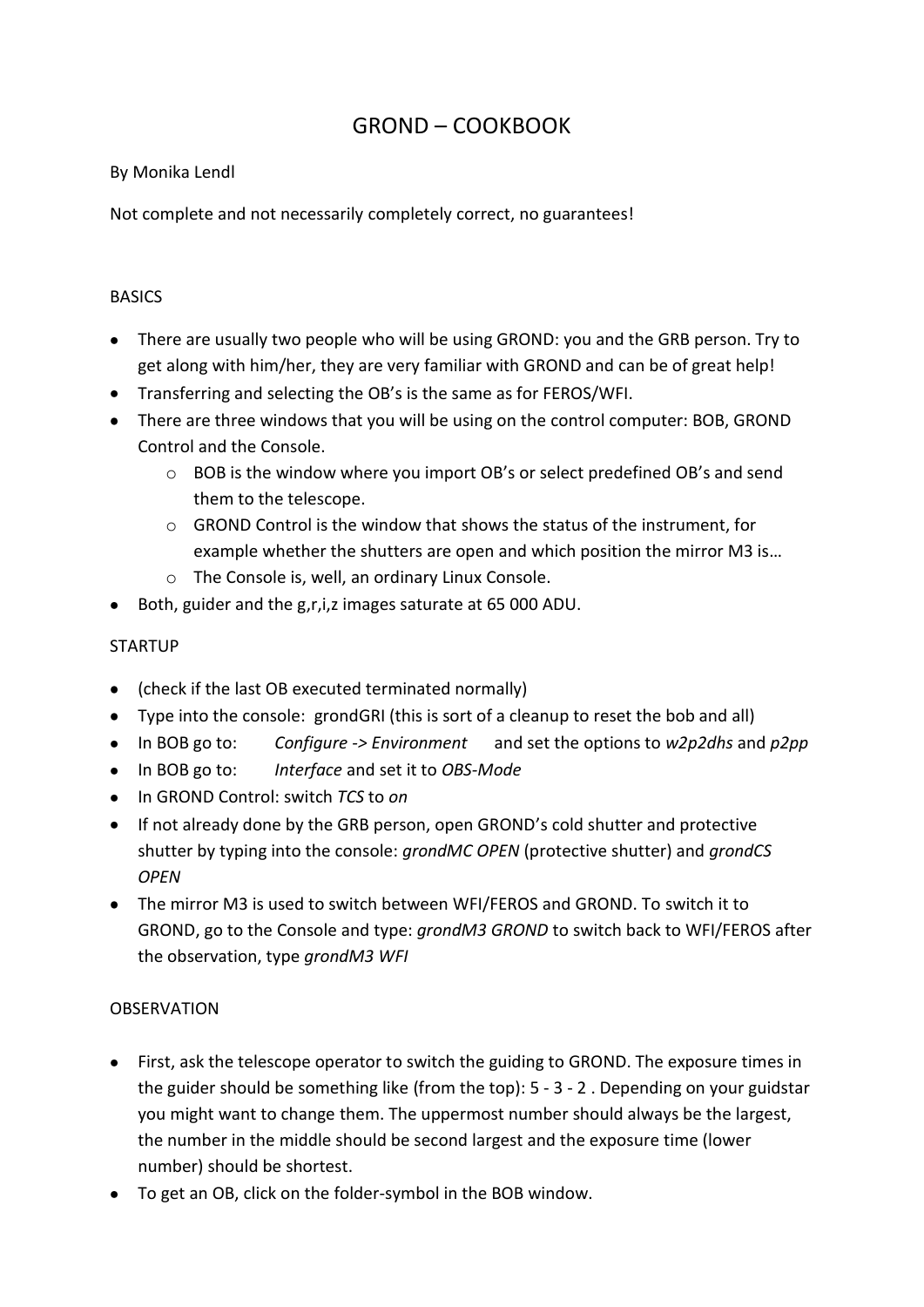# GROND – COOKBOOK

By Monika Lendl

Not complete and not necessarily completely correct, no guarantees!

## BASICS

- There are usually two people who will be using GROND: you and the GRB person. Try to get along with him/her, they are very familiar with GROND and can be of great help!
- Transferring and selecting the OB's is the same as for FEROS/WFI.
- There are three windows that you will be using on the control computer: BOB, GROND Control and the Console.
    - BOB is the window where you import OB's or select predefined OB's and send them to the telescope.
    - GROND Control is the window that shows the status of the instrument, for example whether the shutters are open and which position the mirror M3 is…
    - The Console is, well, an ordinary Linux Console.
- Both, guider and the g,r,i,z images saturate at 65 000 ADU.

## STARTUP

- (check if the last OB executed terminated normally)
- Type into the console: grondGRI (this is sort of a cleanup to reset the bob and all)
- In BOB go to: *Configure -> Environment* and set the options to *w2p2dhs* and *p2pp*
- In BOB go to: *Interface* and set it to *OBS-Mode*
- In GROND Control: switch *TCS* to *on*
- If not already done by the GRB person, open GROND's cold shutter and protective shutter by typing into the console: *grondMC OPEN* (protective shutter) and *grondCS OPEN*
- The mirror M3 is used to switch between WFI/FEROS and GROND. To switch it to GROND, go to the Console and type: *grondM3 GROND* to switch back to WFI/FEROS after the observation, type *grondM3 WFI*

## OBSERVATION

- First, ask the telescope operator to switch the guiding to GROND. The exposure times in the guider should be something like (from the top): 5 - 3 - 2 . Depending on your guidstar you might want to change them. The uppermost number should always be the largest, the number in the middle should be second largest and the exposure time (lower number) should be shortest.
- To get an OB, click on the folder-symbol in the BOB window.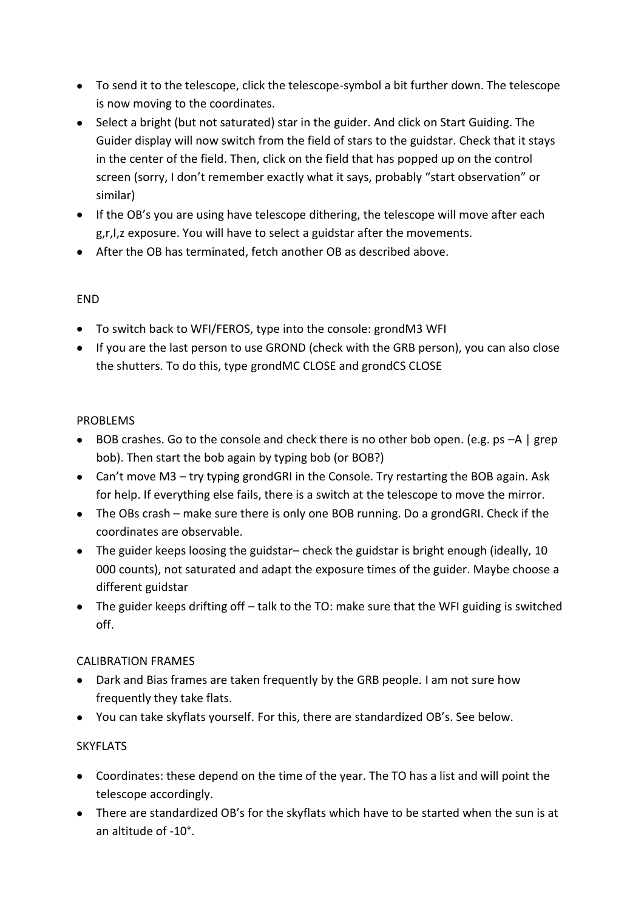- To send it to the telescope, click the telescope-symbol a bit further down. The telescope is now moving to the coordinates.
- Select a bright (but not saturated) star in the guider. And click on Start Guiding. The Guider display will now switch from the field of stars to the guidstar. Check that it stays in the center of the field. Then, click on the field that has popped up on the control screen (sorry, I don't remember exactly what it says, probably "start observation" or similar)
- If the OB's you are using have telescope dithering, the telescope will move after each g,r,I,z exposure. You will have to select a guidstar after the movements.
- After the OB has terminated, fetch another OB as described above.

END

- To switch back to WFI/FEROS, type into the console: grondM3 WFI
- If you are the last person to use GROND (check with the GRB person), you can also close the shutters. To do this, type grondMC CLOSE and grondCS CLOSE

PROBLEMS

- BOB crashes. Go to the console and check there is no other bob open. (e.g. ps –A | grep bob). Then start the bob again by typing bob (or BOB?)
- Can't move M3 – try typing grondGRI in the Console. Try restarting the BOB again. Ask for help. If everything else fails, there is a switch at the telescope to move the mirror.
- The OBs crash – make sure there is only one BOB running. Do a grondGRI. Check if the coordinates are observable.
- The guider keeps loosing the guidstar– check the guidstar is bright enough (ideally, 10 000 counts), not saturated and adapt the exposure times of the guider. Maybe choose a different guidstar
- The guider keeps drifting off – talk to the TO: make sure that the WFI guiding is switched off.

CALIBRATION FRAMES

- Dark and Bias frames are taken frequently by the GRB people. I am not sure how frequently they take flats.
- You can take skyflats yourself. For this, there are standardized OB's. See below.

SKYFLATS

- Coordinates: these depend on the time of the year. The TO has a list and will point the telescope accordingly.
- There are standardized OB's for the skyflats which have to be started when the sun is at an altitude of -10°.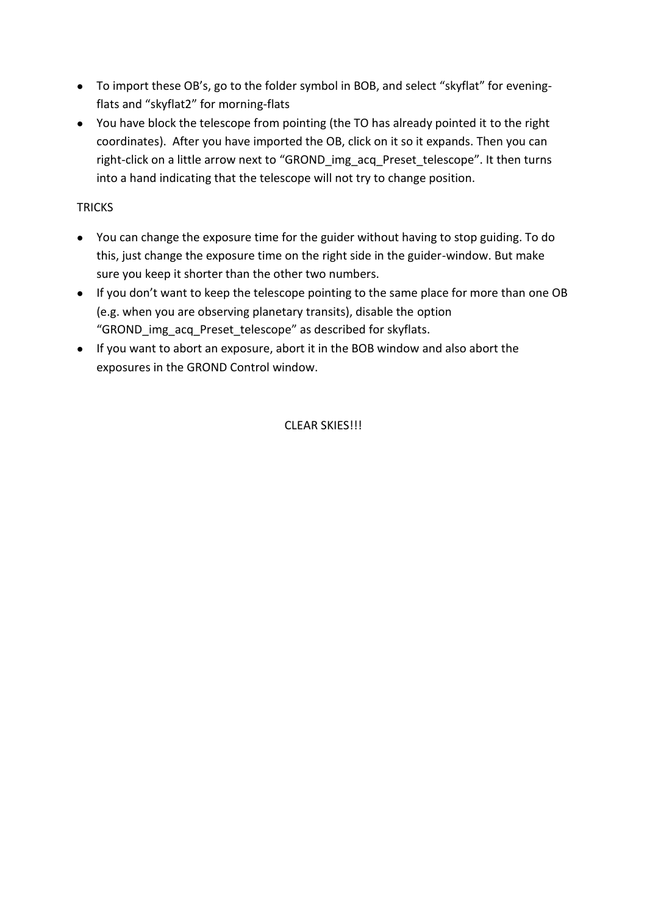- To import these OB's, go to the folder symbol in BOB, and select "skyflat" for evening-flats and "skyflat2" for morning-flats
- You have block the telescope from pointing (the TO has already pointed it to the right coordinates). After you have imported the OB, click on it so it expands. Then you can right-click on a little arrow next to "GROND_img_acq_Preset_telescope". It then turns into a hand indicating that the telescope will not try to change position.

TRICKS

- You can change the exposure time for the guider without having to stop guiding. To do this, just change the exposure time on the right side in the guider-window. But make sure you keep it shorter than the other two numbers.
- If you don't want to keep the telescope pointing to the same place for more than one OB (e.g. when you are observing planetary transits), disable the option "GROND_img_acq_Preset_telescope" as described for skyflats.
- If you want to abort an exposure, abort it in the BOB window and also abort the exposures in the GROND Control window.

CLEAR SKIES!!!